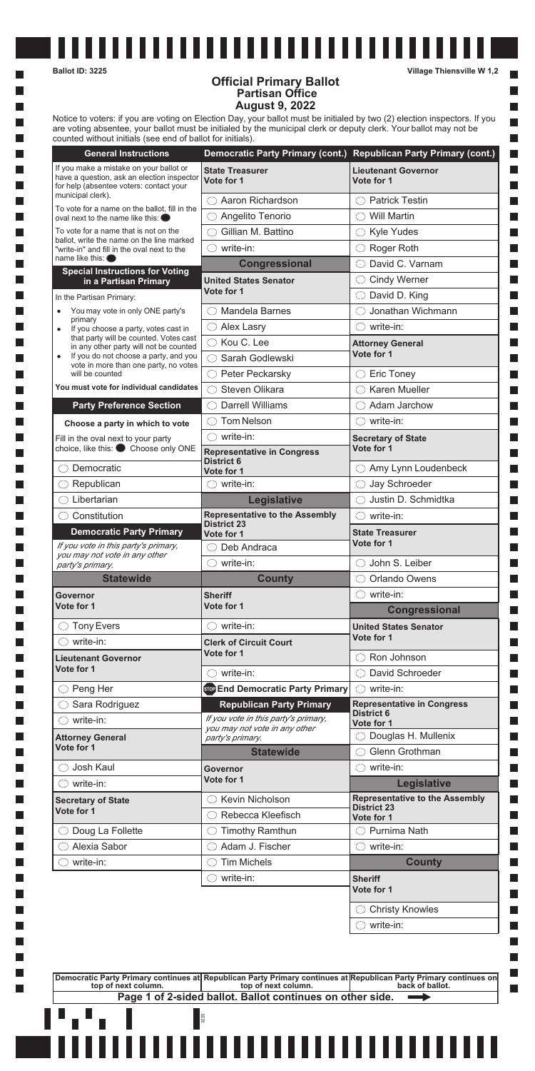Ballot ID: 3225

Village Thiensville W 1,2

# Official Primary Ballot
## Partisan Office
## August 9, 2022

Notice to voters: if you are voting on Election Day, your ballot must be initialed by two (2) election inspectors. If you are voting absentee, your ballot must be initialed by the municipal clerk or deputy clerk. Your ballot may not be counted without initials (see end of ballot for initials).

### General Instructions

If you make a mistake on your ballot or have a question, ask an election inspector for help (absentee voters: contact your municipal clerk).

To vote for a name on the ballot, fill in the oval next to the name like this: ●

To vote for a name that is not on the ballot, write the name on the line marked "write-in" and fill in the oval next to the name like this: ●

### Special Instructions for Voting in a Partisan Primary

In the Partisan Primary:

- You may vote in only ONE party's primary
- If you choose a party, votes cast in that party will be counted. Votes cast in any other party will not be counted
- If you do not choose a party, and you vote in more than one party, no votes will be counted

**You must vote for individual candidates**

### Party Preference Section

**Choose a party in which to vote**

Fill in the oval next to your party choice, like this: ● Choose only ONE

- ○ Democratic
- ○ Republican
- ○ Libertarian
- ○ Constitution

### Democratic Party Primary

*If you vote in this party's primary, you may not vote in any other party's primary.*

#### Statewide

**Governor**
Vote for 1

- ○ Tony Evers
- ○ write-in:

**Lieutenant Governor**
Vote for 1

- ○ Peng Her
- ○ Sara Rodriguez
- ○ write-in:

**Attorney General**
Vote for 1

- ○ Josh Kaul
- ○ write-in:

**Secretary of State**
Vote for 1

- ○ Doug La Follette
- ○ Alexia Sabor
- ○ write-in:

Democratic Party Primary continues at top of next column.

### Democratic Party Primary (cont.)

**State Treasurer**
Vote for 1

- ○ Aaron Richardson
- ○ Angelito Tenorio
- ○ Gillian M. Battino
- ○ write-in:

#### Congressional

**United States Senator**
Vote for 1

- ○ Mandela Barnes
- ○ Alex Lasry
- ○ Kou C. Lee
- ○ Sarah Godlewski
- ○ Peter Peckarsky
- ○ Steven Olikara
- ○ Darrell Williams
- ○ Tom Nelson
- ○ write-in:

**Representative in Congress District 6**
Vote for 1

- ○ write-in:

#### Legislative

**Representative to the Assembly District 23**
Vote for 1

- ○ Deb Andraca
- ○ write-in:

#### County

**Sheriff**
Vote for 1

- ○ write-in:

**Clerk of Circuit Court**
Vote for 1

- ○ write-in:

**STOP End Democratic Party Primary**

### Republican Party Primary

*If you vote in this party's primary, you may not vote in any other party's primary.*

#### Statewide

**Governor**
Vote for 1

- ○ Kevin Nicholson
- ○ Rebecca Kleefisch
- ○ Timothy Ramthun
- ○ Adam J. Fischer
- ○ Tim Michels
- ○ write-in:

Republican Party Primary continues at top of next column.

### Republican Party Primary (cont.)

**Lieutenant Governor**
Vote for 1

- ○ Patrick Testin
- ○ Will Martin
- ○ Kyle Yudes
- ○ Roger Roth
- ○ David C. Varnam
- ○ Cindy Werner
- ○ David D. King
- ○ Jonathan Wichmann
- ○ write-in:

**Attorney General**
Vote for 1

- ○ Eric Toney
- ○ Karen Mueller
- ○ Adam Jarchow
- ○ write-in:

**Secretary of State**
Vote for 1

- ○ Amy Lynn Loudenbeck
- ○ Jay Schroeder
- ○ Justin D. Schmidtka
- ○ write-in:

**State Treasurer**
Vote for 1

- ○ John S. Leiber
- ○ Orlando Owens
- ○ write-in:

#### Congressional

**United States Senator**
Vote for 1

- ○ Ron Johnson
- ○ David Schroeder
- ○ write-in:

**Representative in Congress District 6**
Vote for 1

- ○ Douglas H. Mullenix
- ○ Glenn Grothman
- ○ write-in:

#### Legislative

**Representative to the Assembly District 23**
Vote for 1

- ○ Purnima Nath
- ○ write-in:

#### County

**Sheriff**
Vote for 1

- ○ Christy Knowles
- ○ write-in:

Republican Party Primary continues on back of ballot.

**Page 1 of 2-sided ballot. Ballot continues on other side.** →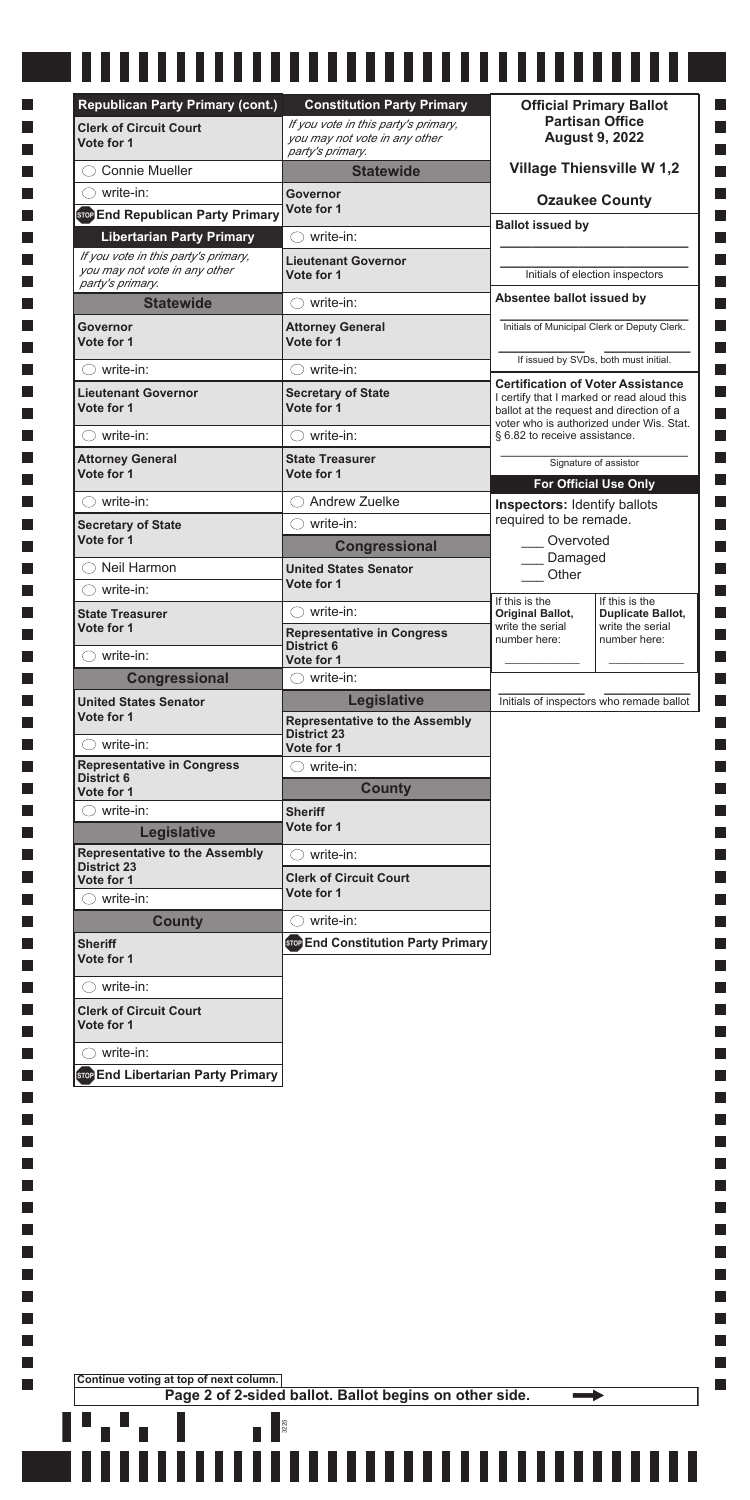## Republican Party Primary (cont.)

**Clerk of Circuit Court**
**Vote for 1**

◯ Connie Mueller

◯ write-in:

**End Republican Party Primary**

## Libertarian Party Primary

*If you vote in this party's primary, you may not vote in any other party's primary.*

### Statewide

**Governor**
**Vote for 1**

◯ write-in:

**Lieutenant Governor**
**Vote for 1**

◯ write-in:

**Attorney General**
**Vote for 1**

◯ write-in:

**Secretary of State**
**Vote for 1**

◯ Neil Harmon

◯ write-in:

**State Treasurer**
**Vote for 1**

◯ write-in:

### Congressional

**United States Senator**
**Vote for 1**

◯ write-in:

**Representative in Congress**
**District 6**
**Vote for 1**

◯ write-in:

### Legislative

**Representative to the Assembly**
**District 23**
**Vote for 1**

◯ write-in:

### County

**Sheriff**
**Vote for 1**

◯ write-in:

**Clerk of Circuit Court**
**Vote for 1**

◯ write-in:

**End Libertarian Party Primary**

## Constitution Party Primary

*If you vote in this party's primary, you may not vote in any other party's primary.*

### Statewide

**Governor**
**Vote for 1**

◯ write-in:

**Lieutenant Governor**
**Vote for 1**

◯ write-in:

**Attorney General**
**Vote for 1**

◯ write-in:

**Secretary of State**
**Vote for 1**

◯ write-in:

**State Treasurer**
**Vote for 1**

◯ Andrew Zuelke

◯ write-in:

### Congressional

**United States Senator**
**Vote for 1**

◯ write-in:

**Representative in Congress**
**District 6**
**Vote for 1**

◯ write-in:

### Legislative

**Representative to the Assembly**
**District 23**
**Vote for 1**

◯ write-in:

### County

**Sheriff**
**Vote for 1**

◯ write-in:

**Clerk of Circuit Court**
**Vote for 1**

◯ write-in:

**End Constitution Party Primary**

## Official Primary Ballot
**Partisan Office**
**August 9, 2022**

**Village Thiensville W 1,2**

**Ozaukee County**

**Ballot issued by**

Initials of election inspectors

**Absentee ballot issued by**

Initials of Municipal Clerk or Deputy Clerk.

If issued by SVDs, both must initial.

**Certification of Voter Assistance**
I certify that I marked or read aloud this ballot at the request and direction of a voter who is authorized under Wis. Stat. § 6.82 to receive assistance.

Signature of assistor

**For Official Use Only**

**Inspectors:** Identify ballots required to be remade.

___ Overvoted
___ Damaged
___ Other

| If this is the **Original Ballot,** write the serial number here: | If this is the **Duplicate Ballot,** write the serial number here: |
| --- | --- |
| | |

Initials of inspectors who remade ballot

**Continue voting at top of next column.**

**Page 2 of 2-sided ballot. Ballot begins on other side.**